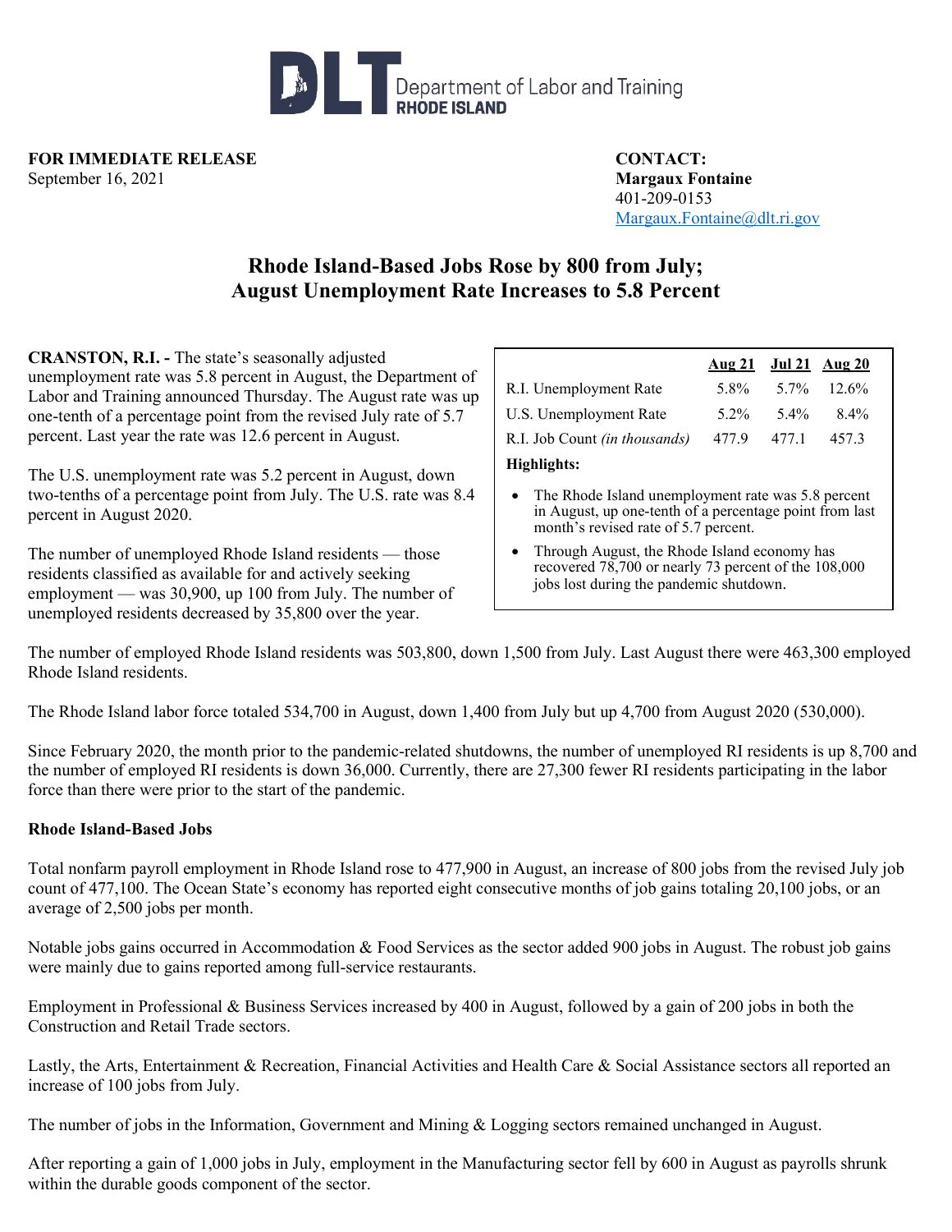Department of Labor and Training
RHODE ISLAND

**FOR IMMEDIATE RELEASE**
September 16, 2021

**CONTACT:**
**Margaux Fontaine**
401-209-0153
Margaux.Fontaine@dlt.ri.gov

# Rhode Island-Based Jobs Rose by 800 from July; August Unemployment Rate Increases to 5.8 Percent

**CRANSTON, R.I. -** The state's seasonally adjusted unemployment rate was 5.8 percent in August, the Department of Labor and Training announced Thursday. The August rate was up one-tenth of a percentage point from the revised July rate of 5.7 percent. Last year the rate was 12.6 percent in August.

| | Aug 21 | Jul 21 | Aug 20 |
|---|---|---|---|
| R.I. Unemployment Rate | 5.8% | 5.7% | 12.6% |
| U.S. Unemployment Rate | 5.2% | 5.4% | 8.4% |
| R.I. Job Count *(in thousands)* | 477.9 | 477.1 | 457.3 |

**Highlights:**

- The Rhode Island unemployment rate was 5.8 percent in August, up one-tenth of a percentage point from last month's revised rate of 5.7 percent.
- Through August, the Rhode Island economy has recovered 78,700 or nearly 73 percent of the 108,000 jobs lost during the pandemic shutdown.

The U.S. unemployment rate was 5.2 percent in August, down two-tenths of a percentage point from July. The U.S. rate was 8.4 percent in August 2020.

The number of unemployed Rhode Island residents — those residents classified as available for and actively seeking employment — was 30,900, up 100 from July. The number of unemployed residents decreased by 35,800 over the year.

The number of employed Rhode Island residents was 503,800, down 1,500 from July. Last August there were 463,300 employed Rhode Island residents.

The Rhode Island labor force totaled 534,700 in August, down 1,400 from July but up 4,700 from August 2020 (530,000).

Since February 2020, the month prior to the pandemic-related shutdowns, the number of unemployed RI residents is up 8,700 and the number of employed RI residents is down 36,000. Currently, there are 27,300 fewer RI residents participating in the labor force than there were prior to the start of the pandemic.

**Rhode Island-Based Jobs**

Total nonfarm payroll employment in Rhode Island rose to 477,900 in August, an increase of 800 jobs from the revised July job count of 477,100. The Ocean State's economy has reported eight consecutive months of job gains totaling 20,100 jobs, or an average of 2,500 jobs per month.

Notable jobs gains occurred in Accommodation & Food Services as the sector added 900 jobs in August. The robust job gains were mainly due to gains reported among full-service restaurants.

Employment in Professional & Business Services increased by 400 in August, followed by a gain of 200 jobs in both the Construction and Retail Trade sectors.

Lastly, the Arts, Entertainment & Recreation, Financial Activities and Health Care & Social Assistance sectors all reported an increase of 100 jobs from July.

The number of jobs in the Information, Government and Mining & Logging sectors remained unchanged in August.

After reporting a gain of 1,000 jobs in July, employment in the Manufacturing sector fell by 600 in August as payrolls shrunk within the durable goods component of the sector.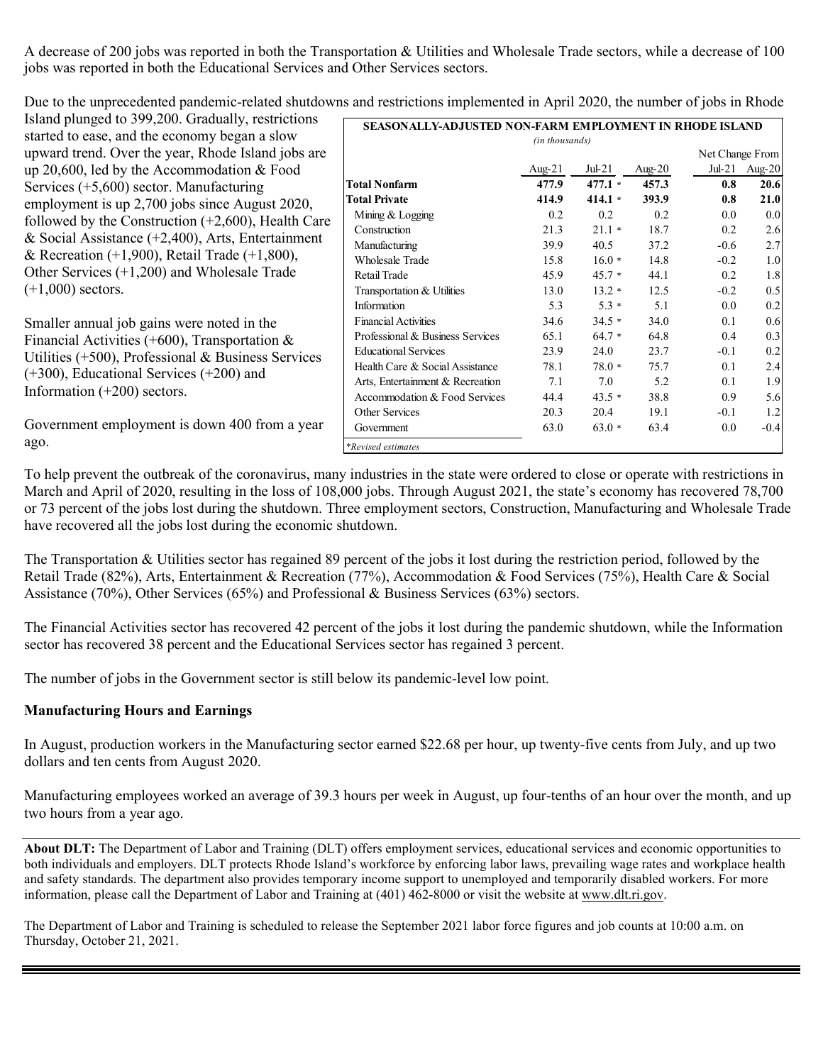A decrease of 200 jobs was reported in both the Transportation & Utilities and Wholesale Trade sectors, while a decrease of 100 jobs was reported in both the Educational Services and Other Services sectors.

Due to the unprecedented pandemic-related shutdowns and restrictions implemented in April 2020, the number of jobs in Rhode Island plunged to 399,200. Gradually, restrictions started to ease, and the economy began a slow upward trend. Over the year, Rhode Island jobs are up 20,600, led by the Accommodation & Food Services (+5,600) sector. Manufacturing employment is up 2,700 jobs since August 2020, followed by the Construction (+2,600), Health Care & Social Assistance (+2,400), Arts, Entertainment & Recreation (+1,900), Retail Trade (+1,800), Other Services (+1,200) and Wholesale Trade (+1,000) sectors.

Smaller annual job gains were noted in the Financial Activities (+600), Transportation & Utilities (+500), Professional & Business Services (+300), Educational Services (+200) and Information (+200) sectors.

Government employment is down 400 from a year ago.

**SEASONALLY-ADJUSTED NON-FARM EMPLOYMENT IN RHODE ISLAND**
*(in thousands)*

| | Aug-21 | Jul-21 | Aug-20 | Net Change From Jul-21 | Net Change From Aug-20 |
|---|---|---|---|---|---|
| **Total Nonfarm** | **477.9** | **477.1 *** | **457.3** | **0.8** | **20.6** |
| **Total Private** | **414.9** | **414.1 *** | **393.9** | **0.8** | **21.0** |
| Mining & Logging | 0.2 | 0.2 | 0.2 | 0.0 | 0.0 |
| Construction | 21.3 | 21.1 * | 18.7 | 0.2 | 2.6 |
| Manufacturing | 39.9 | 40.5 | 37.2 | -0.6 | 2.7 |
| Wholesale Trade | 15.8 | 16.0 * | 14.8 | -0.2 | 1.0 |
| Retail Trade | 45.9 | 45.7 * | 44.1 | 0.2 | 1.8 |
| Transportation & Utilities | 13.0 | 13.2 * | 12.5 | -0.2 | 0.5 |
| Information | 5.3 | 5.3 * | 5.1 | 0.0 | 0.2 |
| Financial Activities | 34.6 | 34.5 * | 34.0 | 0.1 | 0.6 |
| Professional & Business Services | 65.1 | 64.7 * | 64.8 | 0.4 | 0.3 |
| Educational Services | 23.9 | 24.0 | 23.7 | -0.1 | 0.2 |
| Health Care & Social Assistance | 78.1 | 78.0 * | 75.7 | 0.1 | 2.4 |
| Arts, Entertainment & Recreation | 7.1 | 7.0 | 5.2 | 0.1 | 1.9 |
| Accommodation & Food Services | 44.4 | 43.5 * | 38.8 | 0.9 | 5.6 |
| Other Services | 20.3 | 20.4 | 19.1 | -0.1 | 1.2 |
| Government | 63.0 | 63.0 * | 63.4 | 0.0 | -0.4 |

*\*Revised estimates*

To help prevent the outbreak of the coronavirus, many industries in the state were ordered to close or operate with restrictions in March and April of 2020, resulting in the loss of 108,000 jobs. Through August 2021, the state's economy has recovered 78,700 or 73 percent of the jobs lost during the shutdown. Three employment sectors, Construction, Manufacturing and Wholesale Trade have recovered all the jobs lost during the economic shutdown.

The Transportation & Utilities sector has regained 89 percent of the jobs it lost during the restriction period, followed by the Retail Trade (82%), Arts, Entertainment & Recreation (77%), Accommodation & Food Services (75%), Health Care & Social Assistance (70%), Other Services (65%) and Professional & Business Services (63%) sectors.

The Financial Activities sector has recovered 42 percent of the jobs it lost during the pandemic shutdown, while the Information sector has recovered 38 percent and the Educational Services sector has regained 3 percent.

The number of jobs in the Government sector is still below its pandemic-level low point.

## Manufacturing Hours and Earnings

In August, production workers in the Manufacturing sector earned $22.68 per hour, up twenty-five cents from July, and up two dollars and ten cents from August 2020.

Manufacturing employees worked an average of 39.3 hours per week in August, up four-tenths of an hour over the month, and up two hours from a year ago.

---

**About DLT:** The Department of Labor and Training (DLT) offers employment services, educational services and economic opportunities to both individuals and employers. DLT protects Rhode Island's workforce by enforcing labor laws, prevailing wage rates and workplace health and safety standards. The department also provides temporary income support to unemployed and temporarily disabled workers. For more information, please call the Department of Labor and Training at (401) 462-8000 or visit the website at www.dlt.ri.gov.

The Department of Labor and Training is scheduled to release the September 2021 labor force figures and job counts at 10:00 a.m. on Thursday, October 21, 2021.